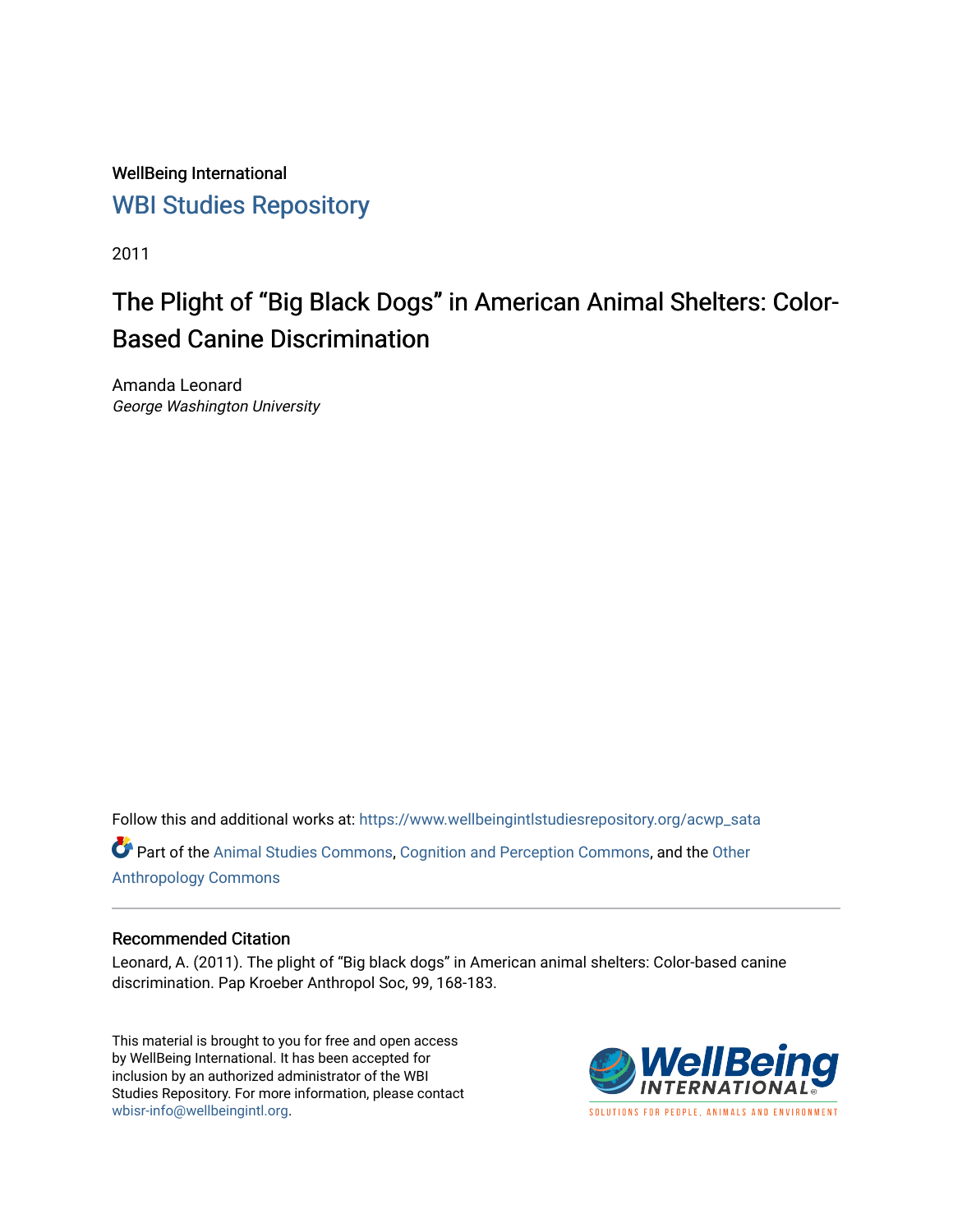WellBeing International

WBI Studies Repository

2011

# The Plight of "Big Black Dogs" in American Animal Shelters: Color-Based Canine Discrimination

Amanda Leonard
*George Washington University*

Follow this and additional works at: https://www.wellbeingintlstudiesrepository.org/acwp_sata

Part of the Animal Studies Commons, Cognition and Perception Commons, and the Other Anthropology Commons

## Recommended Citation

Leonard, A. (2011). The plight of "Big black dogs" in American animal shelters: Color-based canine discrimination. Pap Kroeber Anthropol Soc, 99, 168-183.

This material is brought to you for free and open access by WellBeing International. It has been accepted for inclusion by an authorized administrator of the WBI Studies Repository. For more information, please contact wbisr-info@wellbeingintl.org.

WellBeing INTERNATIONAL®
SOLUTIONS FOR PEOPLE, ANIMALS AND ENVIRONMENT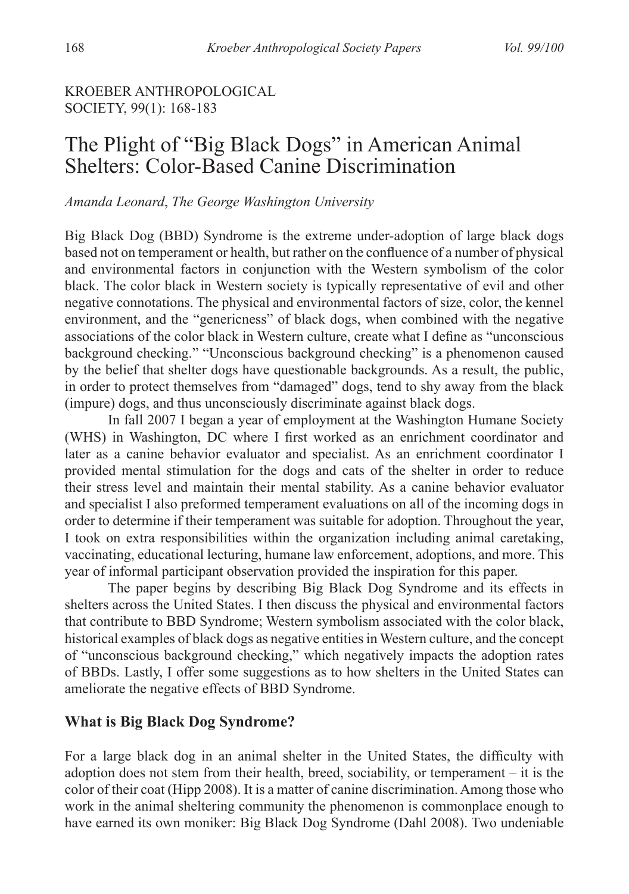KROEBER ANTHROPOLOGICAL SOCIETY, 99(1): 168-183

# The Plight of "Big Black Dogs" in American Animal Shelters: Color-Based Canine Discrimination

*Amanda Leonard*, *The George Washington University*

Big Black Dog (BBD) Syndrome is the extreme under-adoption of large black dogs based not on temperament or health, but rather on the confluence of a number of physical and environmental factors in conjunction with the Western symbolism of the color black. The color black in Western society is typically representative of evil and other negative connotations. The physical and environmental factors of size, color, the kennel environment, and the "genericness" of black dogs, when combined with the negative associations of the color black in Western culture, create what I define as "unconscious background checking." "Unconscious background checking" is a phenomenon caused by the belief that shelter dogs have questionable backgrounds. As a result, the public, in order to protect themselves from "damaged" dogs, tend to shy away from the black (impure) dogs, and thus unconsciously discriminate against black dogs.

In fall 2007 I began a year of employment at the Washington Humane Society (WHS) in Washington, DC where I first worked as an enrichment coordinator and later as a canine behavior evaluator and specialist. As an enrichment coordinator I provided mental stimulation for the dogs and cats of the shelter in order to reduce their stress level and maintain their mental stability. As a canine behavior evaluator and specialist I also preformed temperament evaluations on all of the incoming dogs in order to determine if their temperament was suitable for adoption. Throughout the year, I took on extra responsibilities within the organization including animal caretaking, vaccinating, educational lecturing, humane law enforcement, adoptions, and more. This year of informal participant observation provided the inspiration for this paper.

The paper begins by describing Big Black Dog Syndrome and its effects in shelters across the United States. I then discuss the physical and environmental factors that contribute to BBD Syndrome; Western symbolism associated with the color black, historical examples of black dogs as negative entities in Western culture, and the concept of "unconscious background checking," which negatively impacts the adoption rates of BBDs. Lastly, I offer some suggestions as to how shelters in the United States can ameliorate the negative effects of BBD Syndrome.

## What is Big Black Dog Syndrome?

For a large black dog in an animal shelter in the United States, the difficulty with adoption does not stem from their health, breed, sociability, or temperament – it is the color of their coat (Hipp 2008). It is a matter of canine discrimination. Among those who work in the animal sheltering community the phenomenon is commonplace enough to have earned its own moniker: Big Black Dog Syndrome (Dahl 2008). Two undeniable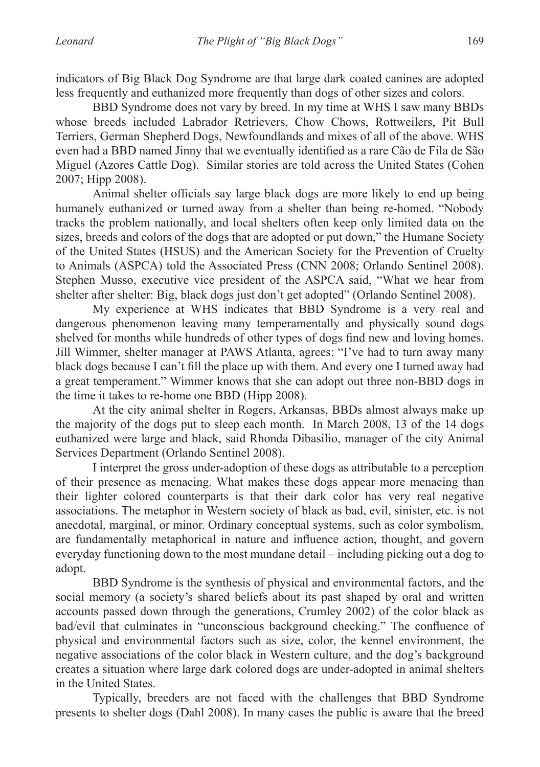indicators of Big Black Dog Syndrome are that large dark coated canines are adopted less frequently and euthanized more frequently than dogs of other sizes and colors.

BBD Syndrome does not vary by breed. In my time at WHS I saw many BBDs whose breeds included Labrador Retrievers, Chow Chows, Rottweilers, Pit Bull Terriers, German Shepherd Dogs, Newfoundlands and mixes of all of the above. WHS even had a BBD named Jinny that we eventually identified as a rare Cão de Fila de São Miguel (Azores Cattle Dog). Similar stories are told across the United States (Cohen 2007; Hipp 2008).

Animal shelter officials say large black dogs are more likely to end up being humanely euthanized or turned away from a shelter than being re-homed. "Nobody tracks the problem nationally, and local shelters often keep only limited data on the sizes, breeds and colors of the dogs that are adopted or put down," the Humane Society of the United States (HSUS) and the American Society for the Prevention of Cruelty to Animals (ASPCA) told the Associated Press (CNN 2008; Orlando Sentinel 2008). Stephen Musso, executive vice president of the ASPCA said, "What we hear from shelter after shelter: Big, black dogs just don't get adopted" (Orlando Sentinel 2008).

My experience at WHS indicates that BBD Syndrome is a very real and dangerous phenomenon leaving many temperamentally and physically sound dogs shelved for months while hundreds of other types of dogs find new and loving homes. Jill Wimmer, shelter manager at PAWS Atlanta, agrees: "I've had to turn away many black dogs because I can't fill the place up with them. And every one I turned away had a great temperament." Wimmer knows that she can adopt out three non-BBD dogs in the time it takes to re-home one BBD (Hipp 2008).

At the city animal shelter in Rogers, Arkansas, BBDs almost always make up the majority of the dogs put to sleep each month. In March 2008, 13 of the 14 dogs euthanized were large and black, said Rhonda Dibasilio, manager of the city Animal Services Department (Orlando Sentinel 2008).

I interpret the gross under-adoption of these dogs as attributable to a perception of their presence as menacing. What makes these dogs appear more menacing than their lighter colored counterparts is that their dark color has very real negative associations. The metaphor in Western society of black as bad, evil, sinister, etc. is not anecdotal, marginal, or minor. Ordinary conceptual systems, such as color symbolism, are fundamentally metaphorical in nature and influence action, thought, and govern everyday functioning down to the most mundane detail – including picking out a dog to adopt.

BBD Syndrome is the synthesis of physical and environmental factors, and the social memory (a society's shared beliefs about its past shaped by oral and written accounts passed down through the generations, Crumley 2002) of the color black as bad/evil that culminates in "unconscious background checking." The confluence of physical and environmental factors such as size, color, the kennel environment, the negative associations of the color black in Western culture, and the dog's background creates a situation where large dark colored dogs are under-adopted in animal shelters in the United States.

Typically, breeders are not faced with the challenges that BBD Syndrome presents to shelter dogs (Dahl 2008). In many cases the public is aware that the breed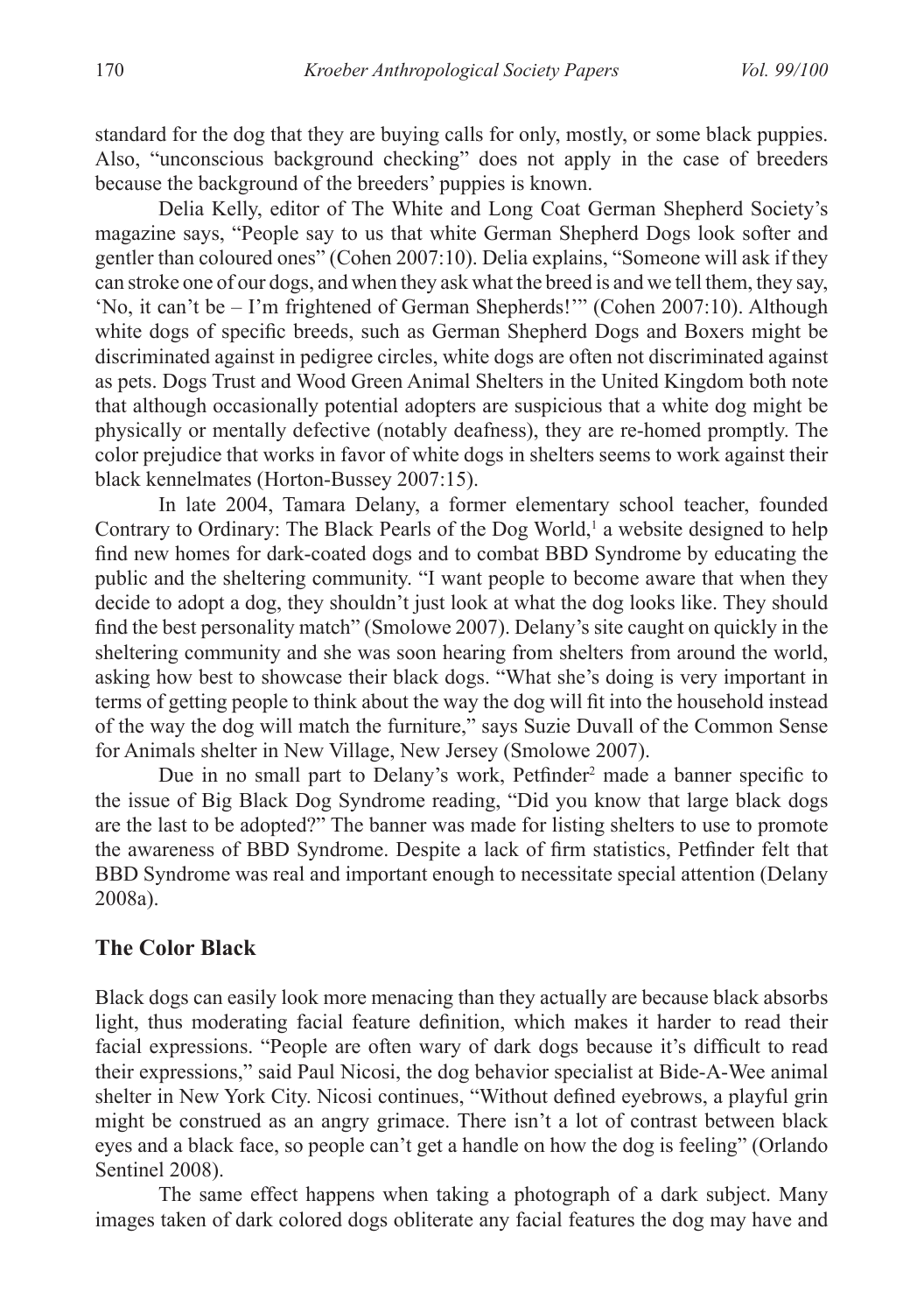standard for the dog that they are buying calls for only, mostly, or some black puppies. Also, "unconscious background checking" does not apply in the case of breeders because the background of the breeders' puppies is known.

Delia Kelly, editor of The White and Long Coat German Shepherd Society's magazine says, "People say to us that white German Shepherd Dogs look softer and gentler than coloured ones" (Cohen 2007:10). Delia explains, "Someone will ask if they can stroke one of our dogs, and when they ask what the breed is and we tell them, they say, 'No, it can't be – I'm frightened of German Shepherds!'" (Cohen 2007:10). Although white dogs of specific breeds, such as German Shepherd Dogs and Boxers might be discriminated against in pedigree circles, white dogs are often not discriminated against as pets. Dogs Trust and Wood Green Animal Shelters in the United Kingdom both note that although occasionally potential adopters are suspicious that a white dog might be physically or mentally defective (notably deafness), they are re-homed promptly. The color prejudice that works in favor of white dogs in shelters seems to work against their black kennelmates (Horton-Bussey 2007:15).

In late 2004, Tamara Delany, a former elementary school teacher, founded Contrary to Ordinary: The Black Pearls of the Dog World,[1] a website designed to help find new homes for dark-coated dogs and to combat BBD Syndrome by educating the public and the sheltering community. "I want people to become aware that when they decide to adopt a dog, they shouldn't just look at what the dog looks like. They should find the best personality match" (Smolowe 2007). Delany's site caught on quickly in the sheltering community and she was soon hearing from shelters from around the world, asking how best to showcase their black dogs. "What she's doing is very important in terms of getting people to think about the way the dog will fit into the household instead of the way the dog will match the furniture," says Suzie Duvall of the Common Sense for Animals shelter in New Village, New Jersey (Smolowe 2007).

Due in no small part to Delany's work, Petfinder[2] made a banner specific to the issue of Big Black Dog Syndrome reading, "Did you know that large black dogs are the last to be adopted?" The banner was made for listing shelters to use to promote the awareness of BBD Syndrome. Despite a lack of firm statistics, Petfinder felt that BBD Syndrome was real and important enough to necessitate special attention (Delany 2008a).

## The Color Black

Black dogs can easily look more menacing than they actually are because black absorbs light, thus moderating facial feature definition, which makes it harder to read their facial expressions. "People are often wary of dark dogs because it's difficult to read their expressions," said Paul Nicosi, the dog behavior specialist at Bide-A-Wee animal shelter in New York City. Nicosi continues, "Without defined eyebrows, a playful grin might be construed as an angry grimace. There isn't a lot of contrast between black eyes and a black face, so people can't get a handle on how the dog is feeling" (Orlando Sentinel 2008).

The same effect happens when taking a photograph of a dark subject. Many images taken of dark colored dogs obliterate any facial features the dog may have and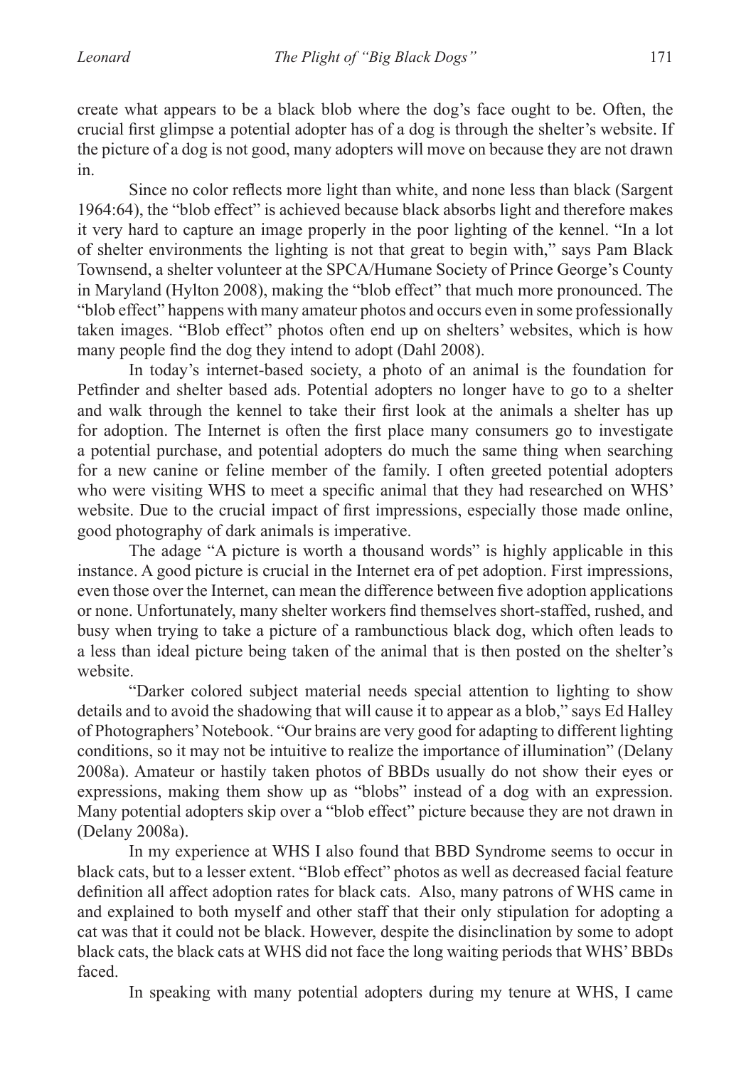create what appears to be a black blob where the dog's face ought to be. Often, the crucial first glimpse a potential adopter has of a dog is through the shelter's website. If the picture of a dog is not good, many adopters will move on because they are not drawn in.

Since no color reflects more light than white, and none less than black (Sargent 1964:64), the "blob effect" is achieved because black absorbs light and therefore makes it very hard to capture an image properly in the poor lighting of the kennel. "In a lot of shelter environments the lighting is not that great to begin with," says Pam Black Townsend, a shelter volunteer at the SPCA/Humane Society of Prince George's County in Maryland (Hylton 2008), making the "blob effect" that much more pronounced. The "blob effect" happens with many amateur photos and occurs even in some professionally taken images. "Blob effect" photos often end up on shelters' websites, which is how many people find the dog they intend to adopt (Dahl 2008).

In today's internet-based society, a photo of an animal is the foundation for Petfinder and shelter based ads. Potential adopters no longer have to go to a shelter and walk through the kennel to take their first look at the animals a shelter has up for adoption. The Internet is often the first place many consumers go to investigate a potential purchase, and potential adopters do much the same thing when searching for a new canine or feline member of the family. I often greeted potential adopters who were visiting WHS to meet a specific animal that they had researched on WHS' website. Due to the crucial impact of first impressions, especially those made online, good photography of dark animals is imperative.

The adage "A picture is worth a thousand words" is highly applicable in this instance. A good picture is crucial in the Internet era of pet adoption. First impressions, even those over the Internet, can mean the difference between five adoption applications or none. Unfortunately, many shelter workers find themselves short-staffed, rushed, and busy when trying to take a picture of a rambunctious black dog, which often leads to a less than ideal picture being taken of the animal that is then posted on the shelter's website.

"Darker colored subject material needs special attention to lighting to show details and to avoid the shadowing that will cause it to appear as a blob," says Ed Halley of Photographers' Notebook. "Our brains are very good for adapting to different lighting conditions, so it may not be intuitive to realize the importance of illumination" (Delany 2008a). Amateur or hastily taken photos of BBDs usually do not show their eyes or expressions, making them show up as "blobs" instead of a dog with an expression. Many potential adopters skip over a "blob effect" picture because they are not drawn in (Delany 2008a).

In my experience at WHS I also found that BBD Syndrome seems to occur in black cats, but to a lesser extent. "Blob effect" photos as well as decreased facial feature definition all affect adoption rates for black cats. Also, many patrons of WHS came in and explained to both myself and other staff that their only stipulation for adopting a cat was that it could not be black. However, despite the disinclination by some to adopt black cats, the black cats at WHS did not face the long waiting periods that WHS' BBDs faced.

In speaking with many potential adopters during my tenure at WHS, I came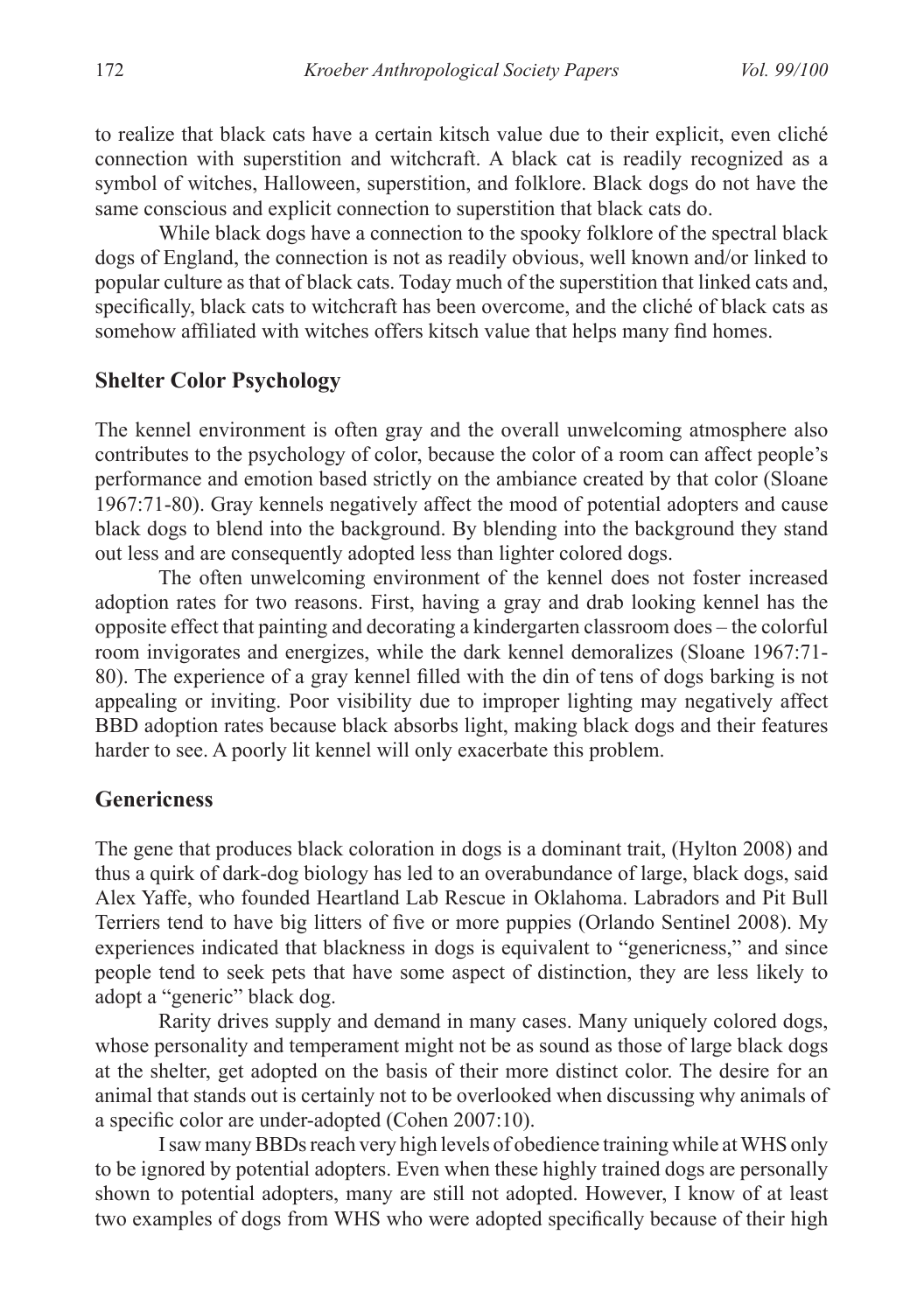to realize that black cats have a certain kitsch value due to their explicit, even cliché connection with superstition and witchcraft. A black cat is readily recognized as a symbol of witches, Halloween, superstition, and folklore. Black dogs do not have the same conscious and explicit connection to superstition that black cats do.

While black dogs have a connection to the spooky folklore of the spectral black dogs of England, the connection is not as readily obvious, well known and/or linked to popular culture as that of black cats. Today much of the superstition that linked cats and, specifically, black cats to witchcraft has been overcome, and the cliché of black cats as somehow affiliated with witches offers kitsch value that helps many find homes.

## Shelter Color Psychology

The kennel environment is often gray and the overall unwelcoming atmosphere also contributes to the psychology of color, because the color of a room can affect people's performance and emotion based strictly on the ambiance created by that color (Sloane 1967:71-80). Gray kennels negatively affect the mood of potential adopters and cause black dogs to blend into the background. By blending into the background they stand out less and are consequently adopted less than lighter colored dogs.

The often unwelcoming environment of the kennel does not foster increased adoption rates for two reasons. First, having a gray and drab looking kennel has the opposite effect that painting and decorating a kindergarten classroom does – the colorful room invigorates and energizes, while the dark kennel demoralizes (Sloane 1967:71-80). The experience of a gray kennel filled with the din of tens of dogs barking is not appealing or inviting. Poor visibility due to improper lighting may negatively affect BBD adoption rates because black absorbs light, making black dogs and their features harder to see. A poorly lit kennel will only exacerbate this problem.

## Genericness

The gene that produces black coloration in dogs is a dominant trait, (Hylton 2008) and thus a quirk of dark-dog biology has led to an overabundance of large, black dogs, said Alex Yaffe, who founded Heartland Lab Rescue in Oklahoma. Labradors and Pit Bull Terriers tend to have big litters of five or more puppies (Orlando Sentinel 2008). My experiences indicated that blackness in dogs is equivalent to "genericness," and since people tend to seek pets that have some aspect of distinction, they are less likely to adopt a "generic" black dog.

Rarity drives supply and demand in many cases. Many uniquely colored dogs, whose personality and temperament might not be as sound as those of large black dogs at the shelter, get adopted on the basis of their more distinct color. The desire for an animal that stands out is certainly not to be overlooked when discussing why animals of a specific color are under-adopted (Cohen 2007:10).

I saw many BBDs reach very high levels of obedience training while at WHS only to be ignored by potential adopters. Even when these highly trained dogs are personally shown to potential adopters, many are still not adopted. However, I know of at least two examples of dogs from WHS who were adopted specifically because of their high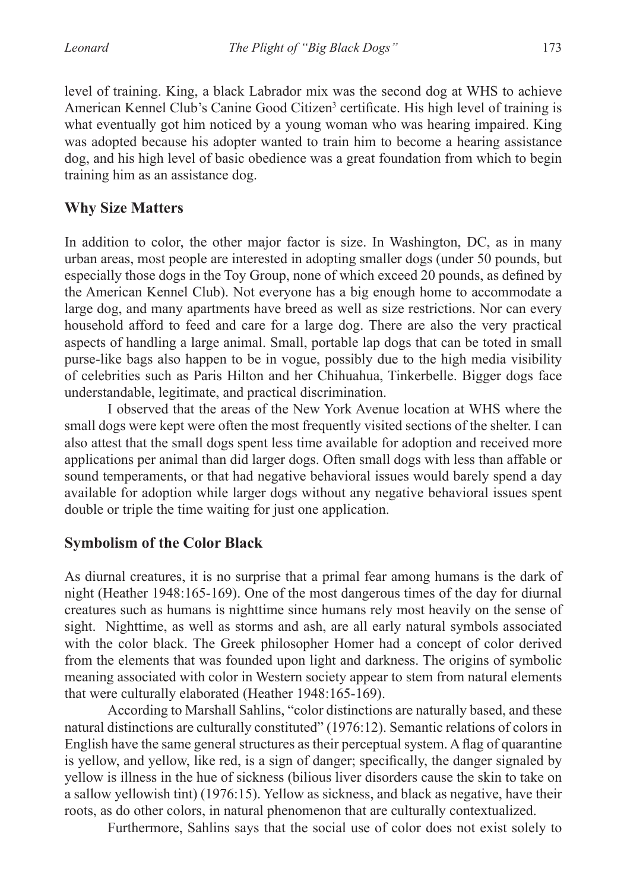level of training. King, a black Labrador mix was the second dog at WHS to achieve American Kennel Club's Canine Good Citizen[3] certificate. His high level of training is what eventually got him noticed by a young woman who was hearing impaired. King was adopted because his adopter wanted to train him to become a hearing assistance dog, and his high level of basic obedience was a great foundation from which to begin training him as an assistance dog.

## Why Size Matters

In addition to color, the other major factor is size. In Washington, DC, as in many urban areas, most people are interested in adopting smaller dogs (under 50 pounds, but especially those dogs in the Toy Group, none of which exceed 20 pounds, as defined by the American Kennel Club). Not everyone has a big enough home to accommodate a large dog, and many apartments have breed as well as size restrictions. Nor can every household afford to feed and care for a large dog. There are also the very practical aspects of handling a large animal. Small, portable lap dogs that can be toted in small purse-like bags also happen to be in vogue, possibly due to the high media visibility of celebrities such as Paris Hilton and her Chihuahua, Tinkerbelle. Bigger dogs face understandable, legitimate, and practical discrimination.

I observed that the areas of the New York Avenue location at WHS where the small dogs were kept were often the most frequently visited sections of the shelter. I can also attest that the small dogs spent less time available for adoption and received more applications per animal than did larger dogs. Often small dogs with less than affable or sound temperaments, or that had negative behavioral issues would barely spend a day available for adoption while larger dogs without any negative behavioral issues spent double or triple the time waiting for just one application.

## Symbolism of the Color Black

As diurnal creatures, it is no surprise that a primal fear among humans is the dark of night (Heather 1948:165-169). One of the most dangerous times of the day for diurnal creatures such as humans is nighttime since humans rely most heavily on the sense of sight. Nighttime, as well as storms and ash, are all early natural symbols associated with the color black. The Greek philosopher Homer had a concept of color derived from the elements that was founded upon light and darkness. The origins of symbolic meaning associated with color in Western society appear to stem from natural elements that were culturally elaborated (Heather 1948:165-169).

According to Marshall Sahlins, "color distinctions are naturally based, and these natural distinctions are culturally constituted" (1976:12). Semantic relations of colors in English have the same general structures as their perceptual system. A flag of quarantine is yellow, and yellow, like red, is a sign of danger; specifically, the danger signaled by yellow is illness in the hue of sickness (bilious liver disorders cause the skin to take on a sallow yellowish tint) (1976:15). Yellow as sickness, and black as negative, have their roots, as do other colors, in natural phenomenon that are culturally contextualized.

Furthermore, Sahlins says that the social use of color does not exist solely to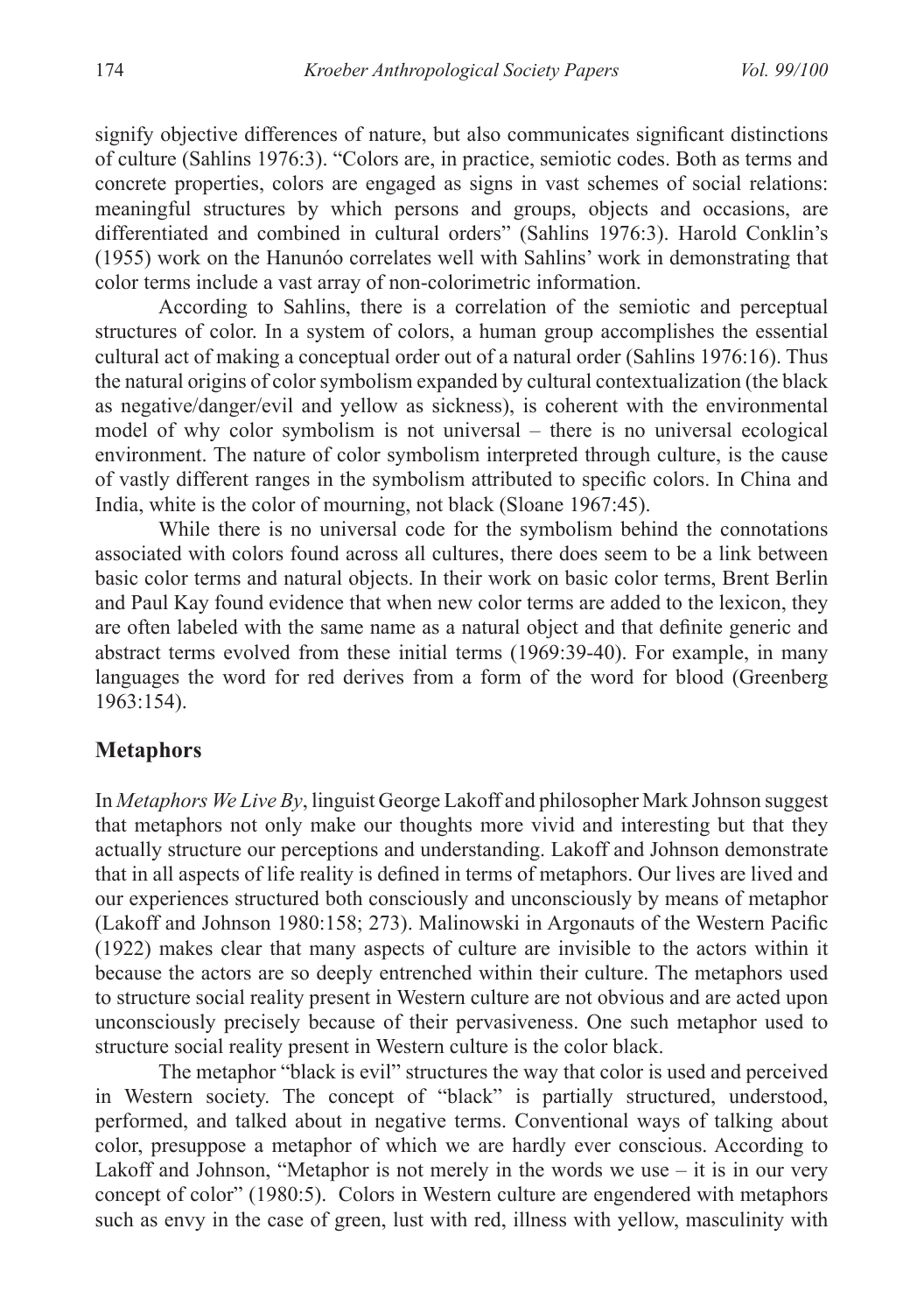signify objective differences of nature, but also communicates significant distinctions of culture (Sahlins 1976:3). "Colors are, in practice, semiotic codes. Both as terms and concrete properties, colors are engaged as signs in vast schemes of social relations: meaningful structures by which persons and groups, objects and occasions, are differentiated and combined in cultural orders" (Sahlins 1976:3). Harold Conklin's (1955) work on the Hanunóo correlates well with Sahlins' work in demonstrating that color terms include a vast array of non-colorimetric information.

According to Sahlins, there is a correlation of the semiotic and perceptual structures of color. In a system of colors, a human group accomplishes the essential cultural act of making a conceptual order out of a natural order (Sahlins 1976:16). Thus the natural origins of color symbolism expanded by cultural contextualization (the black as negative/danger/evil and yellow as sickness), is coherent with the environmental model of why color symbolism is not universal – there is no universal ecological environment. The nature of color symbolism interpreted through culture, is the cause of vastly different ranges in the symbolism attributed to specific colors. In China and India, white is the color of mourning, not black (Sloane 1967:45).

While there is no universal code for the symbolism behind the connotations associated with colors found across all cultures, there does seem to be a link between basic color terms and natural objects. In their work on basic color terms, Brent Berlin and Paul Kay found evidence that when new color terms are added to the lexicon, they are often labeled with the same name as a natural object and that definite generic and abstract terms evolved from these initial terms (1969:39-40). For example, in many languages the word for red derives from a form of the word for blood (Greenberg 1963:154).

## Metaphors

In *Metaphors We Live By*, linguist George Lakoff and philosopher Mark Johnson suggest that metaphors not only make our thoughts more vivid and interesting but that they actually structure our perceptions and understanding. Lakoff and Johnson demonstrate that in all aspects of life reality is defined in terms of metaphors. Our lives are lived and our experiences structured both consciously and unconsciously by means of metaphor (Lakoff and Johnson 1980:158; 273). Malinowski in Argonauts of the Western Pacific (1922) makes clear that many aspects of culture are invisible to the actors within it because the actors are so deeply entrenched within their culture. The metaphors used to structure social reality present in Western culture are not obvious and are acted upon unconsciously precisely because of their pervasiveness. One such metaphor used to structure social reality present in Western culture is the color black.

The metaphor "black is evil" structures the way that color is used and perceived in Western society. The concept of "black" is partially structured, understood, performed, and talked about in negative terms. Conventional ways of talking about color, presuppose a metaphor of which we are hardly ever conscious. According to Lakoff and Johnson, "Metaphor is not merely in the words we use – it is in our very concept of color" (1980:5). Colors in Western culture are engendered with metaphors such as envy in the case of green, lust with red, illness with yellow, masculinity with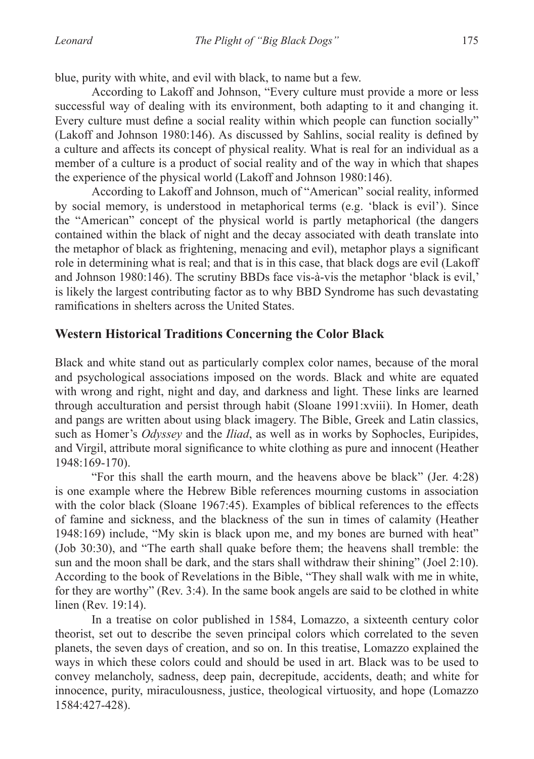blue, purity with white, and evil with black, to name but a few.

According to Lakoff and Johnson, "Every culture must provide a more or less successful way of dealing with its environment, both adapting to it and changing it. Every culture must define a social reality within which people can function socially" (Lakoff and Johnson 1980:146). As discussed by Sahlins, social reality is defined by a culture and affects its concept of physical reality. What is real for an individual as a member of a culture is a product of social reality and of the way in which that shapes the experience of the physical world (Lakoff and Johnson 1980:146).

According to Lakoff and Johnson, much of "American" social reality, informed by social memory, is understood in metaphorical terms (e.g. 'black is evil'). Since the "American" concept of the physical world is partly metaphorical (the dangers contained within the black of night and the decay associated with death translate into the metaphor of black as frightening, menacing and evil), metaphor plays a significant role in determining what is real; and that is in this case, that black dogs are evil (Lakoff and Johnson 1980:146). The scrutiny BBDs face vis-à-vis the metaphor 'black is evil,' is likely the largest contributing factor as to why BBD Syndrome has such devastating ramifications in shelters across the United States.

## Western Historical Traditions Concerning the Color Black

Black and white stand out as particularly complex color names, because of the moral and psychological associations imposed on the words. Black and white are equated with wrong and right, night and day, and darkness and light. These links are learned through acculturation and persist through habit (Sloane 1991:xviii). In Homer, death and pangs are written about using black imagery. The Bible, Greek and Latin classics, such as Homer's *Odyssey* and the *Iliad*, as well as in works by Sophocles, Euripides, and Virgil, attribute moral significance to white clothing as pure and innocent (Heather 1948:169-170).

"For this shall the earth mourn, and the heavens above be black" (Jer. 4:28) is one example where the Hebrew Bible references mourning customs in association with the color black (Sloane 1967:45). Examples of biblical references to the effects of famine and sickness, and the blackness of the sun in times of calamity (Heather 1948:169) include, "My skin is black upon me, and my bones are burned with heat" (Job 30:30), and "The earth shall quake before them; the heavens shall tremble: the sun and the moon shall be dark, and the stars shall withdraw their shining" (Joel 2:10). According to the book of Revelations in the Bible, "They shall walk with me in white, for they are worthy" (Rev. 3:4). In the same book angels are said to be clothed in white linen (Rev. 19:14).

In a treatise on color published in 1584, Lomazzo, a sixteenth century color theorist, set out to describe the seven principal colors which correlated to the seven planets, the seven days of creation, and so on. In this treatise, Lomazzo explained the ways in which these colors could and should be used in art. Black was to be used to convey melancholy, sadness, deep pain, decrepitude, accidents, death; and white for innocence, purity, miraculousness, justice, theological virtuosity, and hope (Lomazzo 1584:427-428).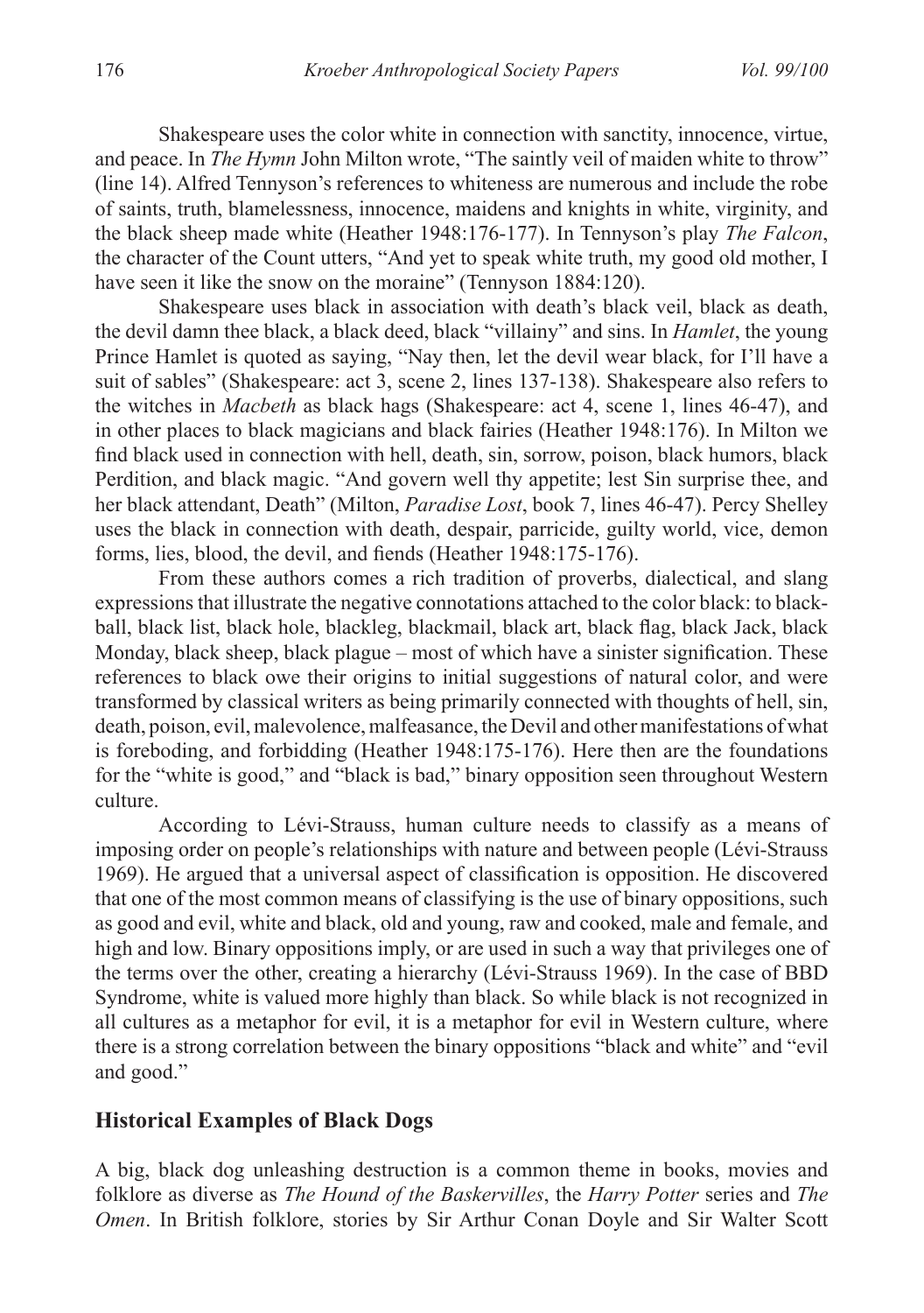Shakespeare uses the color white in connection with sanctity, innocence, virtue, and peace. In *The Hymn* John Milton wrote, "The saintly veil of maiden white to throw" (line 14). Alfred Tennyson's references to whiteness are numerous and include the robe of saints, truth, blamelessness, innocence, maidens and knights in white, virginity, and the black sheep made white (Heather 1948:176-177). In Tennyson's play *The Falcon*, the character of the Count utters, "And yet to speak white truth, my good old mother, I have seen it like the snow on the moraine" (Tennyson 1884:120).

Shakespeare uses black in association with death's black veil, black as death, the devil damn thee black, a black deed, black "villainy" and sins. In *Hamlet*, the young Prince Hamlet is quoted as saying, "Nay then, let the devil wear black, for I'll have a suit of sables" (Shakespeare: act 3, scene 2, lines 137-138). Shakespeare also refers to the witches in *Macbeth* as black hags (Shakespeare: act 4, scene 1, lines 46-47), and in other places to black magicians and black fairies (Heather 1948:176). In Milton we find black used in connection with hell, death, sin, sorrow, poison, black humors, black Perdition, and black magic. "And govern well thy appetite; lest Sin surprise thee, and her black attendant, Death" (Milton, *Paradise Lost*, book 7, lines 46-47). Percy Shelley uses the black in connection with death, despair, parricide, guilty world, vice, demon forms, lies, blood, the devil, and fiends (Heather 1948:175-176).

From these authors comes a rich tradition of proverbs, dialectical, and slang expressions that illustrate the negative connotations attached to the color black: to blackball, black list, black hole, blackleg, blackmail, black art, black flag, black Jack, black Monday, black sheep, black plague – most of which have a sinister signification. These references to black owe their origins to initial suggestions of natural color, and were transformed by classical writers as being primarily connected with thoughts of hell, sin, death, poison, evil, malevolence, malfeasance, the Devil and other manifestations of what is foreboding, and forbidding (Heather 1948:175-176). Here then are the foundations for the "white is good," and "black is bad," binary opposition seen throughout Western culture.

According to Lévi-Strauss, human culture needs to classify as a means of imposing order on people's relationships with nature and between people (Lévi-Strauss 1969). He argued that a universal aspect of classification is opposition. He discovered that one of the most common means of classifying is the use of binary oppositions, such as good and evil, white and black, old and young, raw and cooked, male and female, and high and low. Binary oppositions imply, or are used in such a way that privileges one of the terms over the other, creating a hierarchy (Lévi-Strauss 1969). In the case of BBD Syndrome, white is valued more highly than black. So while black is not recognized in all cultures as a metaphor for evil, it is a metaphor for evil in Western culture, where there is a strong correlation between the binary oppositions "black and white" and "evil and good."

## Historical Examples of Black Dogs

A big, black dog unleashing destruction is a common theme in books, movies and folklore as diverse as *The Hound of the Baskervilles*, the *Harry Potter* series and *The Omen*. In British folklore, stories by Sir Arthur Conan Doyle and Sir Walter Scott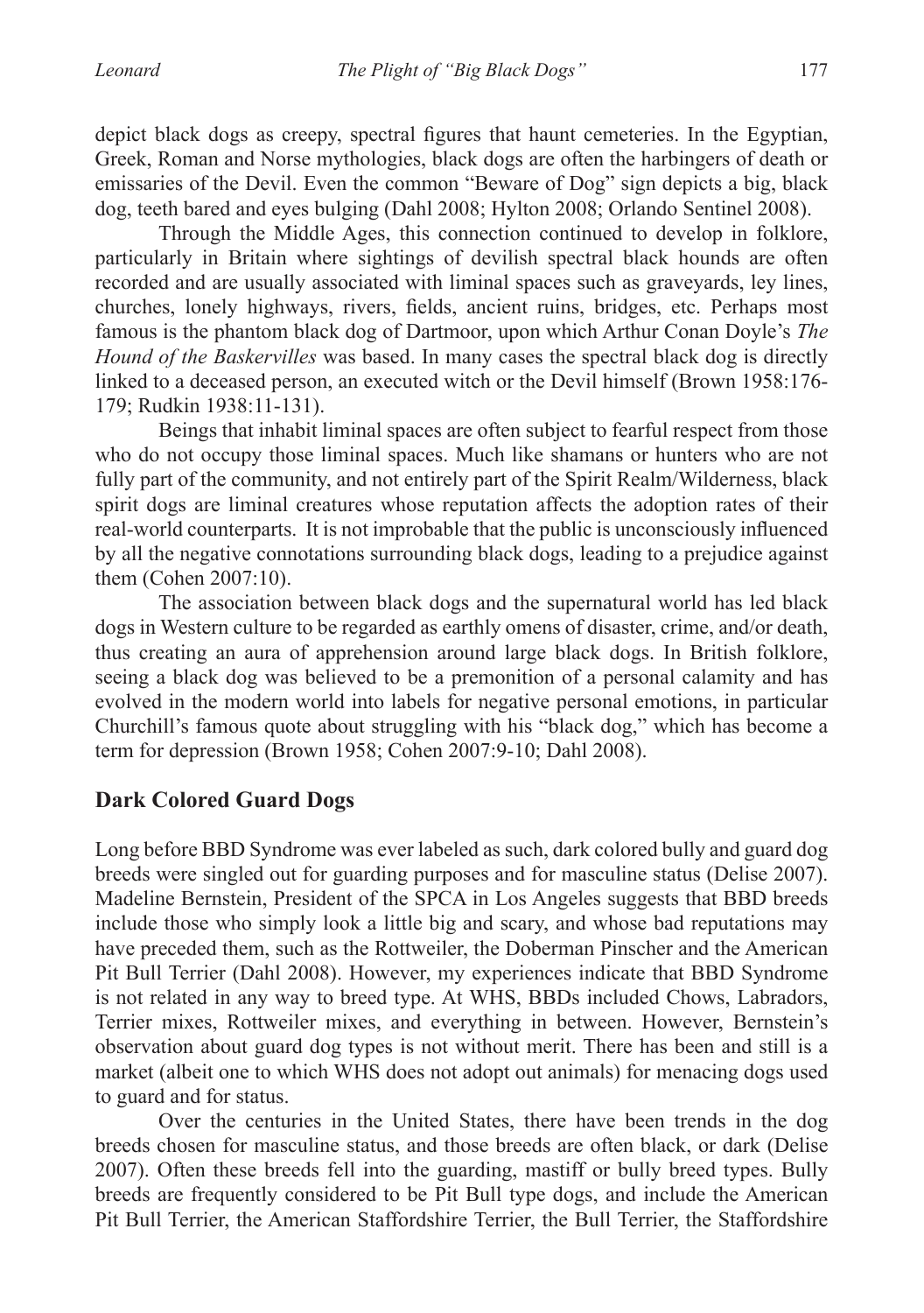depict black dogs as creepy, spectral figures that haunt cemeteries. In the Egyptian, Greek, Roman and Norse mythologies, black dogs are often the harbingers of death or emissaries of the Devil. Even the common "Beware of Dog" sign depicts a big, black dog, teeth bared and eyes bulging (Dahl 2008; Hylton 2008; Orlando Sentinel 2008).

Through the Middle Ages, this connection continued to develop in folklore, particularly in Britain where sightings of devilish spectral black hounds are often recorded and are usually associated with liminal spaces such as graveyards, ley lines, churches, lonely highways, rivers, fields, ancient ruins, bridges, etc. Perhaps most famous is the phantom black dog of Dartmoor, upon which Arthur Conan Doyle's *The Hound of the Baskervilles* was based. In many cases the spectral black dog is directly linked to a deceased person, an executed witch or the Devil himself (Brown 1958:176-179; Rudkin 1938:11-131).

Beings that inhabit liminal spaces are often subject to fearful respect from those who do not occupy those liminal spaces. Much like shamans or hunters who are not fully part of the community, and not entirely part of the Spirit Realm/Wilderness, black spirit dogs are liminal creatures whose reputation affects the adoption rates of their real-world counterparts. It is not improbable that the public is unconsciously influenced by all the negative connotations surrounding black dogs, leading to a prejudice against them (Cohen 2007:10).

The association between black dogs and the supernatural world has led black dogs in Western culture to be regarded as earthly omens of disaster, crime, and/or death, thus creating an aura of apprehension around large black dogs. In British folklore, seeing a black dog was believed to be a premonition of a personal calamity and has evolved in the modern world into labels for negative personal emotions, in particular Churchill's famous quote about struggling with his "black dog," which has become a term for depression (Brown 1958; Cohen 2007:9-10; Dahl 2008).

## Dark Colored Guard Dogs

Long before BBD Syndrome was ever labeled as such, dark colored bully and guard dog breeds were singled out for guarding purposes and for masculine status (Delise 2007). Madeline Bernstein, President of the SPCA in Los Angeles suggests that BBD breeds include those who simply look a little big and scary, and whose bad reputations may have preceded them, such as the Rottweiler, the Doberman Pinscher and the American Pit Bull Terrier (Dahl 2008). However, my experiences indicate that BBD Syndrome is not related in any way to breed type. At WHS, BBDs included Chows, Labradors, Terrier mixes, Rottweiler mixes, and everything in between. However, Bernstein's observation about guard dog types is not without merit. There has been and still is a market (albeit one to which WHS does not adopt out animals) for menacing dogs used to guard and for status.

Over the centuries in the United States, there have been trends in the dog breeds chosen for masculine status, and those breeds are often black, or dark (Delise 2007). Often these breeds fell into the guarding, mastiff or bully breed types. Bully breeds are frequently considered to be Pit Bull type dogs, and include the American Pit Bull Terrier, the American Staffordshire Terrier, the Bull Terrier, the Staffordshire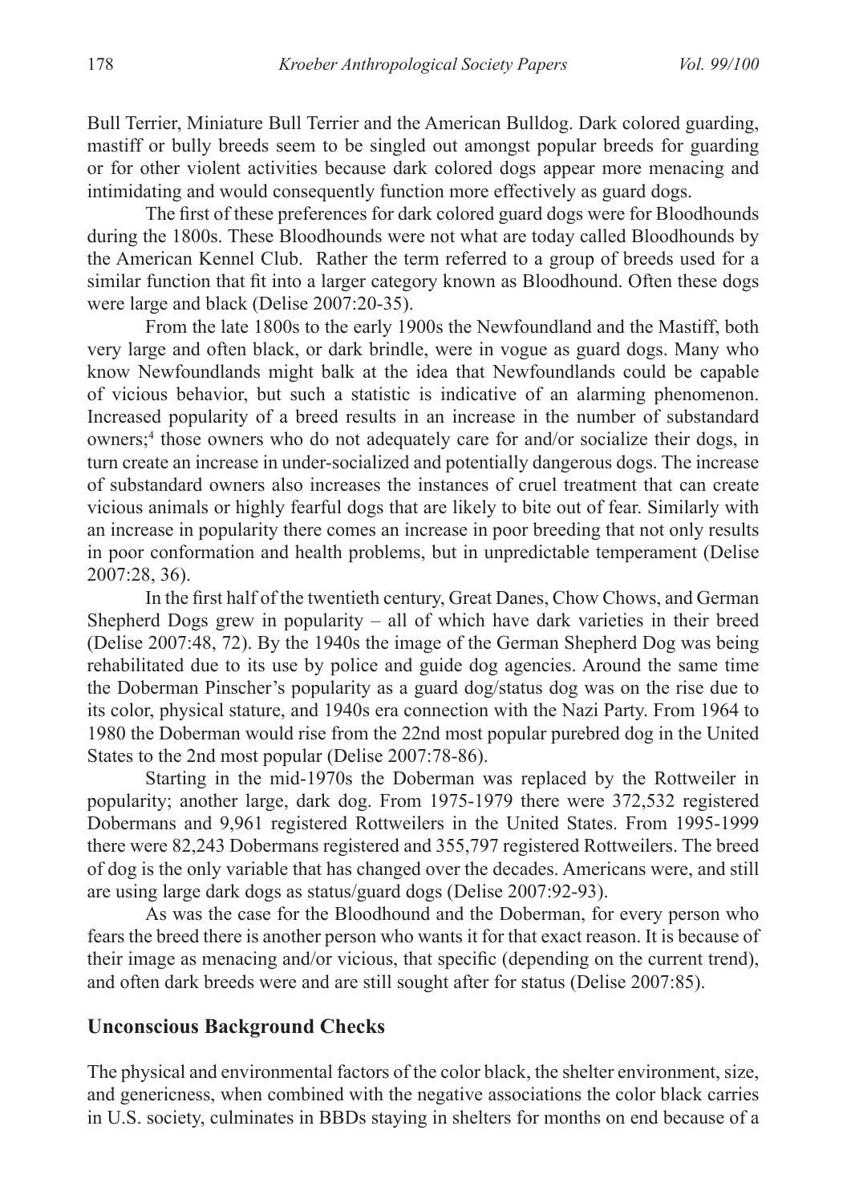Bull Terrier, Miniature Bull Terrier and the American Bulldog. Dark colored guarding, mastiff or bully breeds seem to be singled out amongst popular breeds for guarding or for other violent activities because dark colored dogs appear more menacing and intimidating and would consequently function more effectively as guard dogs.

The first of these preferences for dark colored guard dogs were for Bloodhounds during the 1800s. These Bloodhounds were not what are today called Bloodhounds by the American Kennel Club. Rather the term referred to a group of breeds used for a similar function that fit into a larger category known as Bloodhound. Often these dogs were large and black (Delise 2007:20-35).

From the late 1800s to the early 1900s the Newfoundland and the Mastiff, both very large and often black, or dark brindle, were in vogue as guard dogs. Many who know Newfoundlands might balk at the idea that Newfoundlands could be capable of vicious behavior, but such a statistic is indicative of an alarming phenomenon. Increased popularity of a breed results in an increase in the number of substandard owners;[4] those owners who do not adequately care for and/or socialize their dogs, in turn create an increase in under-socialized and potentially dangerous dogs. The increase of substandard owners also increases the instances of cruel treatment that can create vicious animals or highly fearful dogs that are likely to bite out of fear. Similarly with an increase in popularity there comes an increase in poor breeding that not only results in poor conformation and health problems, but in unpredictable temperament (Delise 2007:28, 36).

In the first half of the twentieth century, Great Danes, Chow Chows, and German Shepherd Dogs grew in popularity – all of which have dark varieties in their breed (Delise 2007:48, 72). By the 1940s the image of the German Shepherd Dog was being rehabilitated due to its use by police and guide dog agencies. Around the same time the Doberman Pinscher's popularity as a guard dog/status dog was on the rise due to its color, physical stature, and 1940s era connection with the Nazi Party. From 1964 to 1980 the Doberman would rise from the 22nd most popular purebred dog in the United States to the 2nd most popular (Delise 2007:78-86).

Starting in the mid-1970s the Doberman was replaced by the Rottweiler in popularity; another large, dark dog. From 1975-1979 there were 372,532 registered Dobermans and 9,961 registered Rottweilers in the United States. From 1995-1999 there were 82,243 Dobermans registered and 355,797 registered Rottweilers. The breed of dog is the only variable that has changed over the decades. Americans were, and still are using large dark dogs as status/guard dogs (Delise 2007:92-93).

As was the case for the Bloodhound and the Doberman, for every person who fears the breed there is another person who wants it for that exact reason. It is because of their image as menacing and/or vicious, that specific (depending on the current trend), and often dark breeds were and are still sought after for status (Delise 2007:85).

## Unconscious Background Checks

The physical and environmental factors of the color black, the shelter environment, size, and genericness, when combined with the negative associations the color black carries in U.S. society, culminates in BBDs staying in shelters for months on end because of a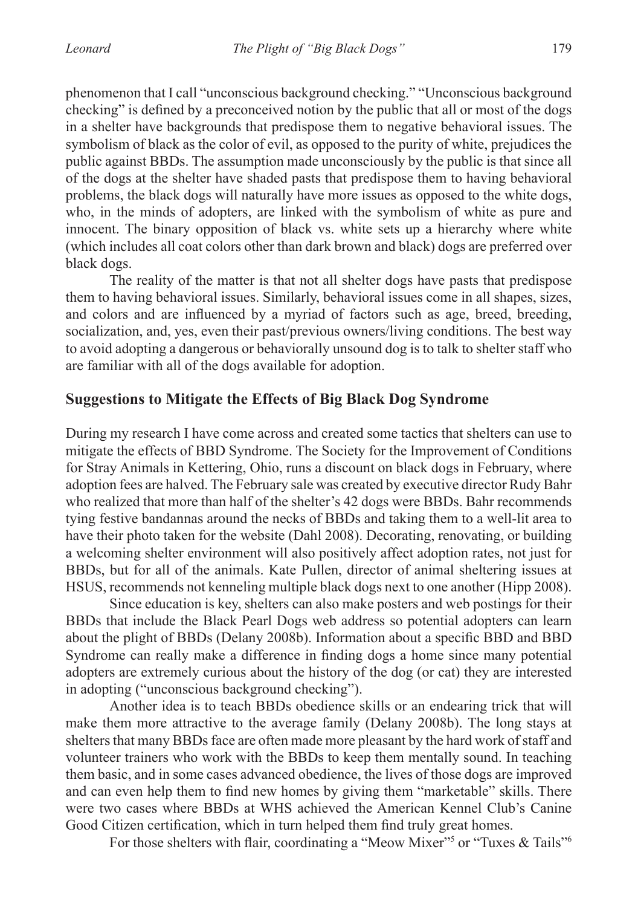phenomenon that I call "unconscious background checking." "Unconscious background checking" is defined by a preconceived notion by the public that all or most of the dogs in a shelter have backgrounds that predispose them to negative behavioral issues. The symbolism of black as the color of evil, as opposed to the purity of white, prejudices the public against BBDs. The assumption made unconsciously by the public is that since all of the dogs at the shelter have shaded pasts that predispose them to having behavioral problems, the black dogs will naturally have more issues as opposed to the white dogs, who, in the minds of adopters, are linked with the symbolism of white as pure and innocent. The binary opposition of black vs. white sets up a hierarchy where white (which includes all coat colors other than dark brown and black) dogs are preferred over black dogs.

The reality of the matter is that not all shelter dogs have pasts that predispose them to having behavioral issues. Similarly, behavioral issues come in all shapes, sizes, and colors and are influenced by a myriad of factors such as age, breed, breeding, socialization, and, yes, even their past/previous owners/living conditions. The best way to avoid adopting a dangerous or behaviorally unsound dog is to talk to shelter staff who are familiar with all of the dogs available for adoption.

## Suggestions to Mitigate the Effects of Big Black Dog Syndrome

During my research I have come across and created some tactics that shelters can use to mitigate the effects of BBD Syndrome. The Society for the Improvement of Conditions for Stray Animals in Kettering, Ohio, runs a discount on black dogs in February, where adoption fees are halved. The February sale was created by executive director Rudy Bahr who realized that more than half of the shelter's 42 dogs were BBDs. Bahr recommends tying festive bandannas around the necks of BBDs and taking them to a well-lit area to have their photo taken for the website (Dahl 2008). Decorating, renovating, or building a welcoming shelter environment will also positively affect adoption rates, not just for BBDs, but for all of the animals. Kate Pullen, director of animal sheltering issues at HSUS, recommends not kenneling multiple black dogs next to one another (Hipp 2008).

Since education is key, shelters can also make posters and web postings for their BBDs that include the Black Pearl Dogs web address so potential adopters can learn about the plight of BBDs (Delany 2008b). Information about a specific BBD and BBD Syndrome can really make a difference in finding dogs a home since many potential adopters are extremely curious about the history of the dog (or cat) they are interested in adopting ("unconscious background checking").

Another idea is to teach BBDs obedience skills or an endearing trick that will make them more attractive to the average family (Delany 2008b). The long stays at shelters that many BBDs face are often made more pleasant by the hard work of staff and volunteer trainers who work with the BBDs to keep them mentally sound. In teaching them basic, and in some cases advanced obedience, the lives of those dogs are improved and can even help them to find new homes by giving them "marketable" skills. There were two cases where BBDs at WHS achieved the American Kennel Club's Canine Good Citizen certification, which in turn helped them find truly great homes.

For those shelters with flair, coordinating a "Meow Mixer"[5] or "Tuxes & Tails"[6]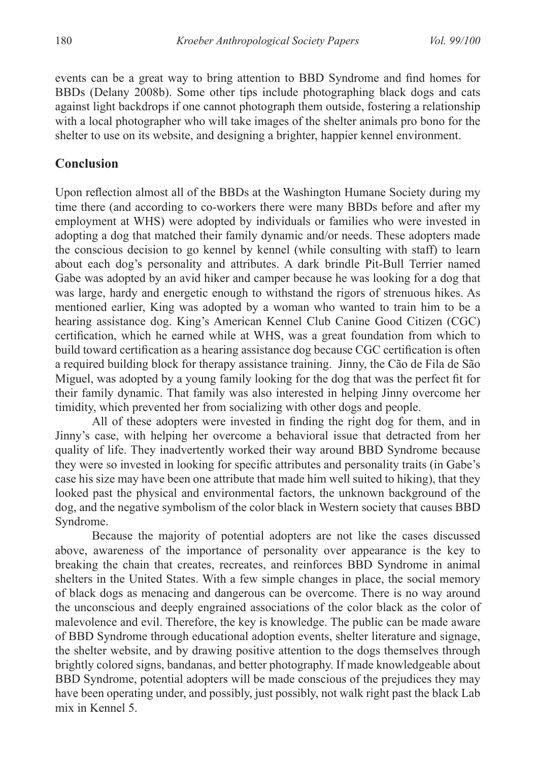events can be a great way to bring attention to BBD Syndrome and find homes for BBDs (Delany 2008b). Some other tips include photographing black dogs and cats against light backdrops if one cannot photograph them outside, fostering a relationship with a local photographer who will take images of the shelter animals pro bono for the shelter to use on its website, and designing a brighter, happier kennel environment.

## Conclusion

Upon reflection almost all of the BBDs at the Washington Humane Society during my time there (and according to co-workers there were many BBDs before and after my employment at WHS) were adopted by individuals or families who were invested in adopting a dog that matched their family dynamic and/or needs. These adopters made the conscious decision to go kennel by kennel (while consulting with staff) to learn about each dog's personality and attributes. A dark brindle Pit-Bull Terrier named Gabe was adopted by an avid hiker and camper because he was looking for a dog that was large, hardy and energetic enough to withstand the rigors of strenuous hikes. As mentioned earlier, King was adopted by a woman who wanted to train him to be a hearing assistance dog. King's American Kennel Club Canine Good Citizen (CGC) certification, which he earned while at WHS, was a great foundation from which to build toward certification as a hearing assistance dog because CGC certification is often a required building block for therapy assistance training. Jinny, the Cão de Fila de São Miguel, was adopted by a young family looking for the dog that was the perfect fit for their family dynamic. That family was also interested in helping Jinny overcome her timidity, which prevented her from socializing with other dogs and people.

All of these adopters were invested in finding the right dog for them, and in Jinny's case, with helping her overcome a behavioral issue that detracted from her quality of life. They inadvertently worked their way around BBD Syndrome because they were so invested in looking for specific attributes and personality traits (in Gabe's case his size may have been one attribute that made him well suited to hiking), that they looked past the physical and environmental factors, the unknown background of the dog, and the negative symbolism of the color black in Western society that causes BBD Syndrome.

Because the majority of potential adopters are not like the cases discussed above, awareness of the importance of personality over appearance is the key to breaking the chain that creates, recreates, and reinforces BBD Syndrome in animal shelters in the United States. With a few simple changes in place, the social memory of black dogs as menacing and dangerous can be overcome. There is no way around the unconscious and deeply engrained associations of the color black as the color of malevolence and evil. Therefore, the key is knowledge. The public can be made aware of BBD Syndrome through educational adoption events, shelter literature and signage, the shelter website, and by drawing positive attention to the dogs themselves through brightly colored signs, bandanas, and better photography. If made knowledgeable about BBD Syndrome, potential adopters will be made conscious of the prejudices they may have been operating under, and possibly, just possibly, not walk right past the black Lab mix in Kennel 5.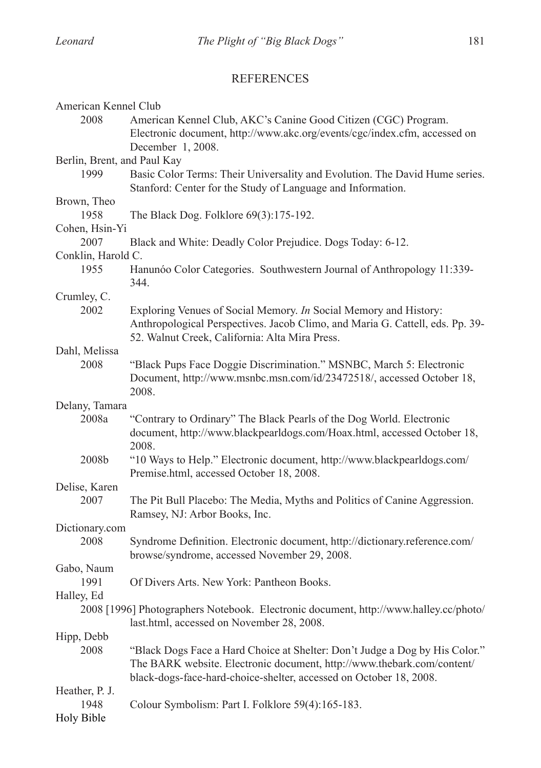## REFERENCES

American Kennel Club

2008 American Kennel Club, AKC's Canine Good Citizen (CGC) Program. Electronic document, http://www.akc.org/events/cgc/index.cfm, accessed on December 1, 2008.

Berlin, Brent, and Paul Kay

1999 Basic Color Terms: Their Universality and Evolution. The David Hume series. Stanford: Center for the Study of Language and Information.

Brown, Theo

1958 The Black Dog. Folklore 69(3):175-192.

Cohen, Hsin-Yi

2007 Black and White: Deadly Color Prejudice. Dogs Today: 6-12.

Conklin, Harold C.

1955 Hanunóo Color Categories. Southwestern Journal of Anthropology 11:339-344.

Crumley, C.

2002 Exploring Venues of Social Memory. *In* Social Memory and History: Anthropological Perspectives. Jacob Climo, and Maria G. Cattell, eds. Pp. 39-52. Walnut Creek, California: Alta Mira Press.

Dahl, Melissa

2008 "Black Pups Face Doggie Discrimination." MSNBC, March 5: Electronic Document, http://www.msnbc.msn.com/id/23472518/, accessed October 18, 2008.

Delany, Tamara

2008a "Contrary to Ordinary" The Black Pearls of the Dog World. Electronic document, http://www.blackpearldogs.com/Hoax.html, accessed October 18, 2008.

2008b "10 Ways to Help." Electronic document, http://www.blackpearldogs.com/Premise.html, accessed October 18, 2008.

Delise, Karen

2007 The Pit Bull Placebo: The Media, Myths and Politics of Canine Aggression. Ramsey, NJ: Arbor Books, Inc.

Dictionary.com

2008 Syndrome Definition. Electronic document, http://dictionary.reference.com/browse/syndrome, accessed November 29, 2008.

Gabo, Naum

1991 Of Divers Arts. New York: Pantheon Books.

Halley, Ed

2008 [1996] Photographers Notebook. Electronic document, http://www.halley.cc/photo/last.html, accessed on November 28, 2008.

Hipp, Debb

2008 "Black Dogs Face a Hard Choice at Shelter: Don't Judge a Dog by His Color." The BARK website. Electronic document, http://www.thebark.com/content/black-dogs-face-hard-choice-shelter, accessed on October 18, 2008.

Heather, P. J.

1948 Colour Symbolism: Part I. Folklore 59(4):165-183.

Holy Bible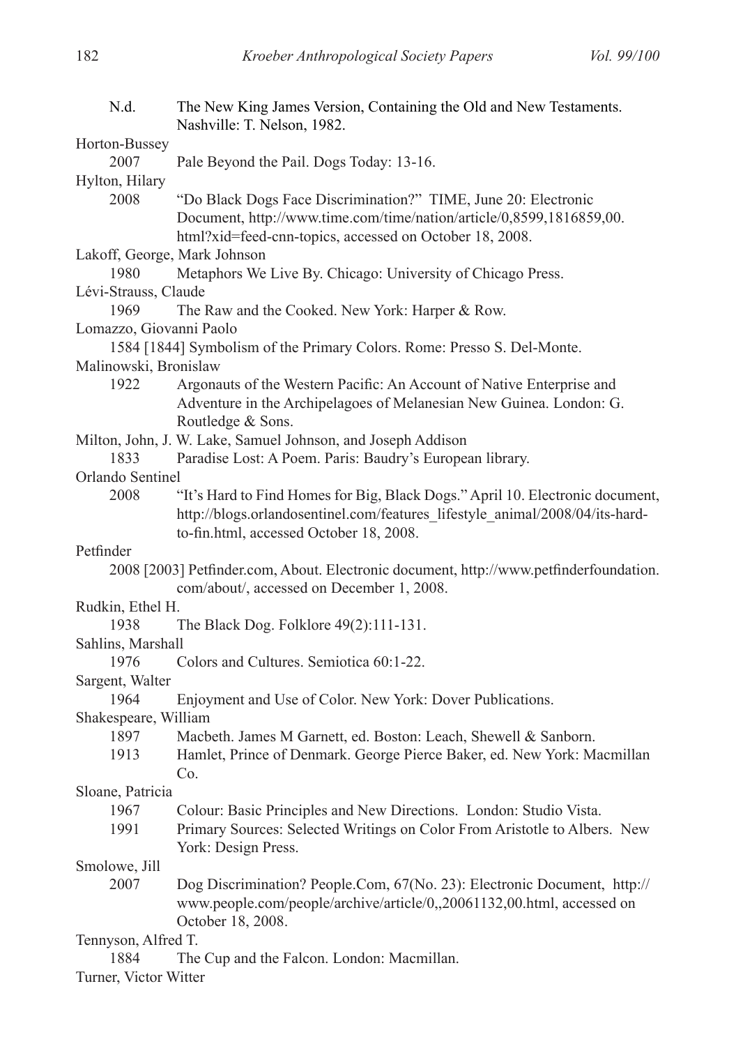N.d. The New King James Version, Containing the Old and New Testaments. Nashville: T. Nelson, 1982.

Horton-Bussey
 2007 Pale Beyond the Pail. Dogs Today: 13-16.

Hylton, Hilary
 2008 "Do Black Dogs Face Discrimination?" TIME, June 20: Electronic Document, http://www.time.com/time/nation/article/0,8599,1816859,00.html?xid=feed-cnn-topics, accessed on October 18, 2008.

Lakoff, George, Mark Johnson
 1980 Metaphors We Live By. Chicago: University of Chicago Press.

Lévi-Strauss, Claude
 1969 The Raw and the Cooked. New York: Harper & Row.

Lomazzo, Giovanni Paolo
 1584 [1844] Symbolism of the Primary Colors. Rome: Presso S. Del-Monte.

Malinowski, Bronislaw
 1922 Argonauts of the Western Pacific: An Account of Native Enterprise and Adventure in the Archipelagoes of Melanesian New Guinea. London: G. Routledge & Sons.

Milton, John, J. W. Lake, Samuel Johnson, and Joseph Addison
 1833 Paradise Lost: A Poem. Paris: Baudry's European library.

Orlando Sentinel
 2008 "It's Hard to Find Homes for Big, Black Dogs." April 10. Electronic document, http://blogs.orlandosentinel.com/features_lifestyle_animal/2008/04/its-hard-to-fin.html, accessed October 18, 2008.

Petfinder
 2008 [2003] Petfinder.com, About. Electronic document, http://www.petfinderfoundation.com/about/, accessed on December 1, 2008.

Rudkin, Ethel H.
 1938 The Black Dog. Folklore 49(2):111-131.

Sahlins, Marshall
 1976 Colors and Cultures. Semiotica 60:1-22.

Sargent, Walter
 1964 Enjoyment and Use of Color. New York: Dover Publications.

Shakespeare, William
 1897 Macbeth. James M Garnett, ed. Boston: Leach, Shewell & Sanborn.
 1913 Hamlet, Prince of Denmark. George Pierce Baker, ed. New York: Macmillan Co.

Sloane, Patricia
 1967 Colour: Basic Principles and New Directions. London: Studio Vista.
 1991 Primary Sources: Selected Writings on Color From Aristotle to Albers. New York: Design Press.

Smolowe, Jill
 2007 Dog Discrimination? People.Com, 67(No. 23): Electronic Document, http://www.people.com/people/archive/article/0,,20061132,00.html, accessed on October 18, 2008.

Tennyson, Alfred T.
 1884 The Cup and the Falcon. London: Macmillan.

Turner, Victor Witter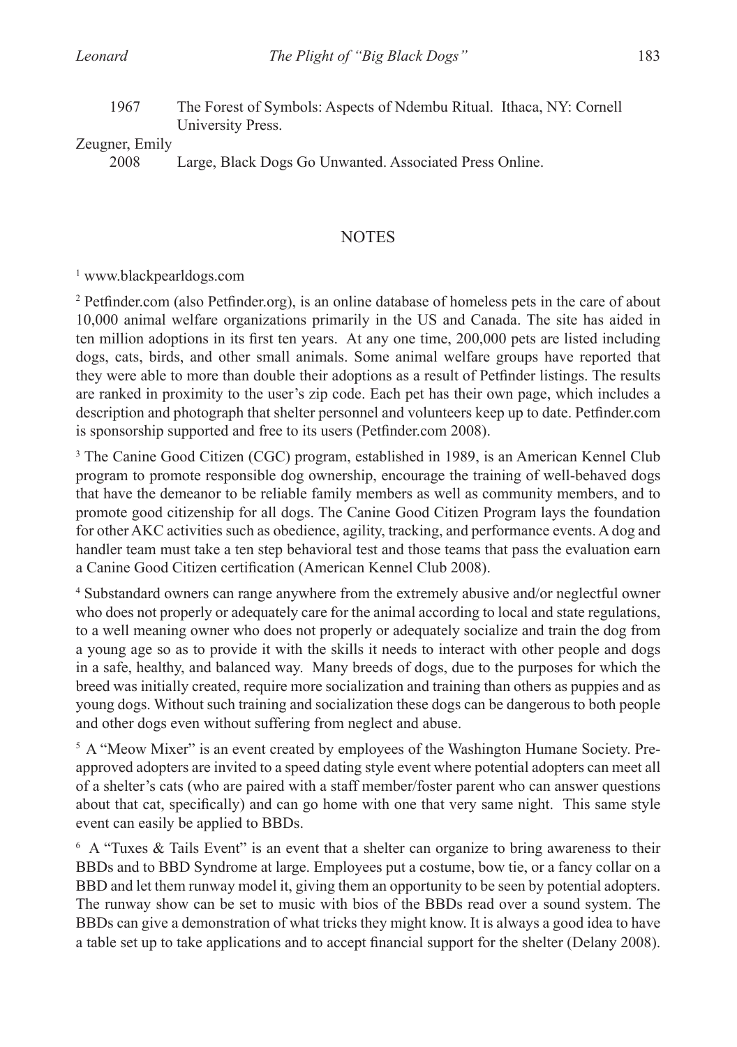1967 The Forest of Symbols: Aspects of Ndembu Ritual. Ithaca, NY: Cornell University Press.

Zeugner, Emily

2008 Large, Black Dogs Go Unwanted. Associated Press Online.

## NOTES

[1] www.blackpearldogs.com

[2] Petfinder.com (also Petfinder.org), is an online database of homeless pets in the care of about 10,000 animal welfare organizations primarily in the US and Canada. The site has aided in ten million adoptions in its first ten years. At any one time, 200,000 pets are listed including dogs, cats, birds, and other small animals. Some animal welfare groups have reported that they were able to more than double their adoptions as a result of Petfinder listings. The results are ranked in proximity to the user's zip code. Each pet has their own page, which includes a description and photograph that shelter personnel and volunteers keep up to date. Petfinder.com is sponsorship supported and free to its users (Petfinder.com 2008).

[3] The Canine Good Citizen (CGC) program, established in 1989, is an American Kennel Club program to promote responsible dog ownership, encourage the training of well-behaved dogs that have the demeanor to be reliable family members as well as community members, and to promote good citizenship for all dogs. The Canine Good Citizen Program lays the foundation for other AKC activities such as obedience, agility, tracking, and performance events. A dog and handler team must take a ten step behavioral test and those teams that pass the evaluation earn a Canine Good Citizen certification (American Kennel Club 2008).

[4] Substandard owners can range anywhere from the extremely abusive and/or neglectful owner who does not properly or adequately care for the animal according to local and state regulations, to a well meaning owner who does not properly or adequately socialize and train the dog from a young age so as to provide it with the skills it needs to interact with other people and dogs in a safe, healthy, and balanced way. Many breeds of dogs, due to the purposes for which the breed was initially created, require more socialization and training than others as puppies and as young dogs. Without such training and socialization these dogs can be dangerous to both people and other dogs even without suffering from neglect and abuse.

[5] A "Meow Mixer" is an event created by employees of the Washington Humane Society. Pre-approved adopters are invited to a speed dating style event where potential adopters can meet all of a shelter's cats (who are paired with a staff member/foster parent who can answer questions about that cat, specifically) and can go home with one that very same night. This same style event can easily be applied to BBDs.

[6] A "Tuxes & Tails Event" is an event that a shelter can organize to bring awareness to their BBDs and to BBD Syndrome at large. Employees put a costume, bow tie, or a fancy collar on a BBD and let them runway model it, giving them an opportunity to be seen by potential adopters. The runway show can be set to music with bios of the BBDs read over a sound system. The BBDs can give a demonstration of what tricks they might know. It is always a good idea to have a table set up to take applications and to accept financial support for the shelter (Delany 2008).